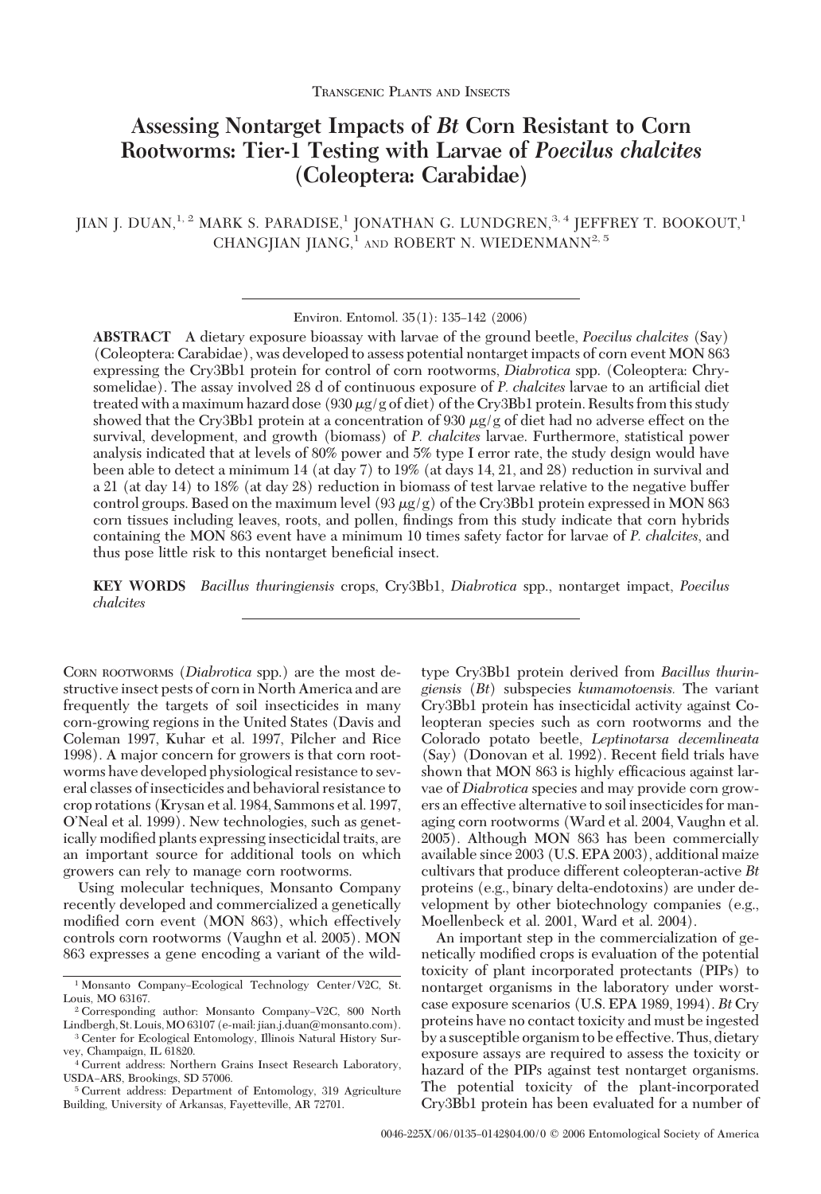Transgenic Plants and Insects

# Assessing Nontarget Impacts of *Bt* Corn Resistant to Corn Rootworms: Tier-1 Testing with Larvae of *Poecilus chalcites* (Coleoptera: Carabidae)

JIAN J. DUAN,[1,2] MARK S. PARADISE,[1] JONATHAN G. LUNDGREN,[3,4] JEFFREY T. BOOKOUT,[1] CHANGJIAN JIANG,[1] AND ROBERT N. WIEDENMANN[2,5]

Environ. Entomol. 35(1): 135–142 (2006)

**ABSTRACT** A dietary exposure bioassay with larvae of the ground beetle, *Poecilus chalcites* (Say) (Coleoptera: Carabidae), was developed to assess potential nontarget impacts of corn event MON 863 expressing the Cry3Bb1 protein for control of corn rootworms, *Diabrotica* spp. (Coleoptera: Chrysomelidae). The assay involved 28 d of continuous exposure of *P. chalcites* larvae to an artificial diet treated with a maximum hazard dose (930 $\mu$g/g of diet) of the Cry3Bb1 protein. Results from this study showed that the Cry3Bb1 protein at a concentration of 930 $\mu$g/g of diet had no adverse effect on the survival, development, and growth (biomass) of *P. chalcites* larvae. Furthermore, statistical power analysis indicated that at levels of 80% power and 5% type I error rate, the study design would have been able to detect a minimum 14 (at day 7) to 19% (at days 14, 21, and 28) reduction in survival and a 21 (at day 14) to 18% (at day 28) reduction in biomass of test larvae relative to the negative buffer control groups. Based on the maximum level (93 $\mu$g/g) of the Cry3Bb1 protein expressed in MON 863 corn tissues including leaves, roots, and pollen, findings from this study indicate that corn hybrids containing the MON 863 event have a minimum 10 times safety factor for larvae of *P. chalcites*, and thus pose little risk to this nontarget beneficial insect.

**KEY WORDS** *Bacillus thuringiensis* crops, Cry3Bb1, *Diabrotica* spp., nontarget impact, *Poecilus chalcites*

Corn rootworms (*Diabrotica* spp.) are the most destructive insect pests of corn in North America and are frequently the targets of soil insecticides in many corn-growing regions in the United States (Davis and Coleman 1997, Kuhar et al. 1997, Pilcher and Rice 1998). A major concern for growers is that corn rootworms have developed physiological resistance to several classes of insecticides and behavioral resistance to crop rotations (Krysan et al. 1984, Sammons et al. 1997, O'Neal et al. 1999). New technologies, such as genetically modified plants expressing insecticidal traits, are an important source for additional tools on which growers can rely to manage corn rootworms.

Using molecular techniques, Monsanto Company recently developed and commercialized a genetically modified corn event (MON 863), which effectively controls corn rootworms (Vaughn et al. 2005). MON 863 expresses a gene encoding a variant of the wild-type Cry3Bb1 protein derived from *Bacillus thuringiensis* (*Bt*) subspecies *kumamotoensis.* The variant Cry3Bb1 protein has insecticidal activity against Coleopteran species such as corn rootworms and the Colorado potato beetle, *Leptinotarsa decemlineata* (Say) (Donovan et al. 1992). Recent field trials have shown that MON 863 is highly efficacious against larvae of *Diabrotica* species and may provide corn growers an effective alternative to soil insecticides for managing corn rootworms (Ward et al. 2004, Vaughn et al. 2005). Although MON 863 has been commercially available since 2003 (U.S. EPA 2003), additional maize cultivars that produce different coleopteran-active *Bt* proteins (e.g., binary delta-endotoxins) are under development by other biotechnology companies (e.g., Moellenbeck et al. 2001, Ward et al. 2004).

An important step in the commercialization of genetically modified crops is evaluation of the potential toxicity of plant incorporated protectants (PIPs) to nontarget organisms in the laboratory under worst-case exposure scenarios (U.S. EPA 1989, 1994). *Bt* Cry proteins have no contact toxicity and must be ingested by a susceptible organism to be effective. Thus, dietary exposure assays are required to assess the toxicity or hazard of the PIPs against test nontarget organisms. The potential toxicity of the plant-incorporated Cry3Bb1 protein has been evaluated for a number of

[1] Monsanto Company–Ecological Technology Center/V2C, St. Louis, MO 63167.

[2] Corresponding author: Monsanto Company–V2C, 800 North Lindbergh, St. Louis, MO 63107 (e-mail: jian.j.duan@monsanto.com).

[3] Center for Ecological Entomology, Illinois Natural History Survey, Champaign, IL 61820.

[4] Current address: Northern Grains Insect Research Laboratory, USDA–ARS, Brookings, SD 57006.

[5] Current address: Department of Entomology, 319 Agriculture Building, University of Arkansas, Fayetteville, AR 72701.

0046-225X/06/0135–0142$04.00/0 © 2006 Entomological Society of America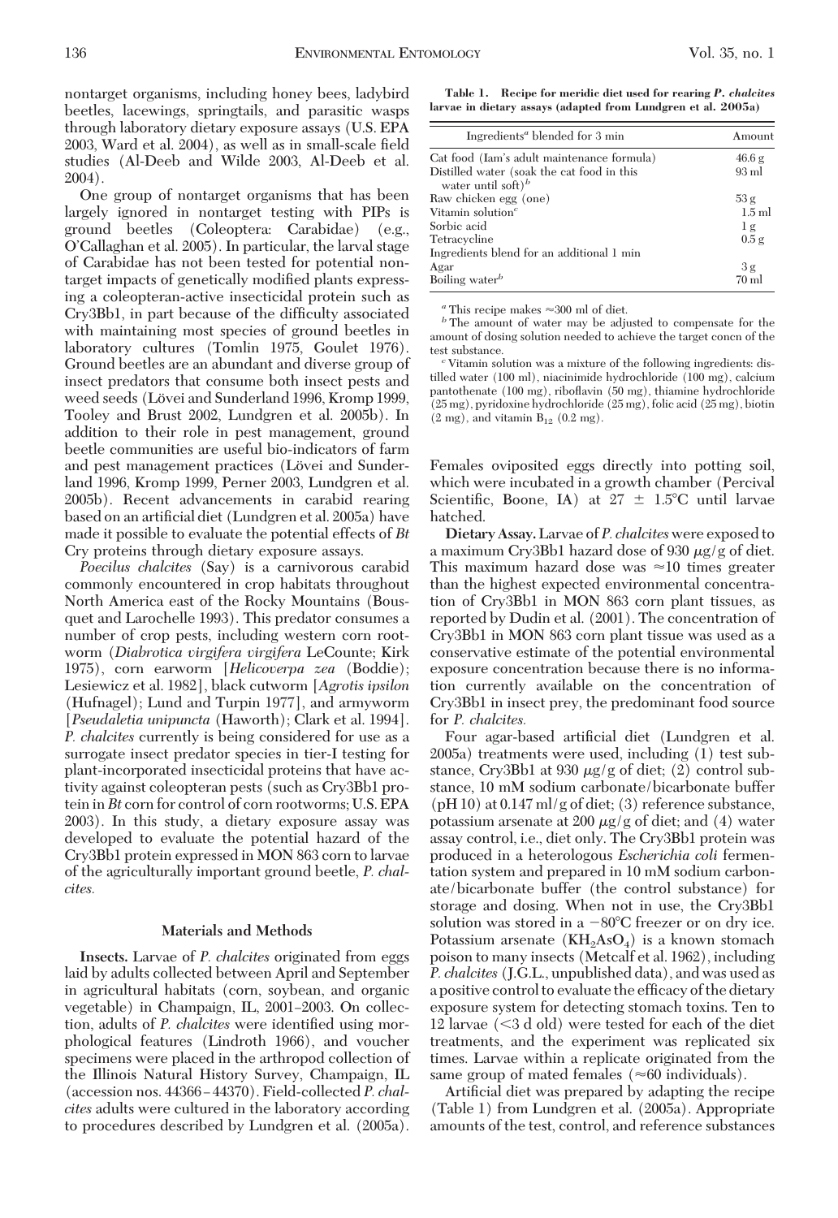nontarget organisms, including honey bees, ladybird beetles, lacewings, springtails, and parasitic wasps through laboratory dietary exposure assays (U.S. EPA 2003, Ward et al. 2004), as well as in small-scale field studies (Al-Deeb and Wilde 2003, Al-Deeb et al. 2004).

One group of nontarget organisms that has been largely ignored in nontarget testing with PIPs is ground beetles (Coleoptera: Carabidae) (e.g., O'Callaghan et al. 2005). In particular, the larval stage of Carabidae has not been tested for potential nontarget impacts of genetically modified plants expressing a coleopteran-active insecticidal protein such as Cry3Bb1, in part because of the difficulty associated with maintaining most species of ground beetles in laboratory cultures (Tomlin 1975, Goulet 1976). Ground beetles are an abundant and diverse group of insect predators that consume both insect pests and weed seeds (Lövei and Sunderland 1996, Kromp 1999, Tooley and Brust 2002, Lundgren et al. 2005b). In addition to their role in pest management, ground beetle communities are useful bio-indicators of farm and pest management practices (Lövei and Sunderland 1996, Kromp 1999, Perner 2003, Lundgren et al. 2005b). Recent advancements in carabid rearing based on an artificial diet (Lundgren et al. 2005a) have made it possible to evaluate the potential effects of *Bt* Cry proteins through dietary exposure assays.

*Poecilus chalcites* (Say) is a carnivorous carabid commonly encountered in crop habitats throughout North America east of the Rocky Mountains (Bousquet and Larochelle 1993). This predator consumes a number of crop pests, including western corn rootworm (*Diabrotica virgifera virgifera* LeConte; Kirk 1975), corn earworm [*Helicoverpa zea* (Boddie); Lesiewicz et al. 1982], black cutworm [*Agrotis ipsilon* (Hufnagel); Lund and Turpin 1977], and armyworm [*Pseudaletia unipuncta* (Haworth); Clark et al. 1994]. *P. chalcites* currently is being considered for use as a surrogate insect predator species in tier-I testing for plant-incorporated insecticidal proteins that have activity against coleopteran pests (such as Cry3Bb1 protein in *Bt* corn for control of corn rootworms; U.S. EPA 2003). In this study, a dietary exposure assay was developed to evaluate the potential hazard of the Cry3Bb1 protein expressed in MON 863 corn to larvae of the agriculturally important ground beetle, *P. chalcites*.

## Materials and Methods

**Insects.** Larvae of *P. chalcites* originated from eggs laid by adults collected between April and September in agricultural habitats (corn, soybean, and organic vegetable) in Champaign, IL, 2001–2003. On collection, adults of *P. chalcites* were identified using morphological features (Lindroth 1966), and voucher specimens were placed in the arthropod collection of the Illinois Natural History Survey, Champaign, IL (accession nos. 44366–44370). Field-collected *P. chalcites* adults were cultured in the laboratory according to procedures described by Lundgren et al. (2005a).

**Table 1. Recipe for meridic diet used for rearing *P. chalcites* larvae in dietary assays (adapted from Lundgren et al. 2005a)**

| Ingredients[a] blended for 3 min | Amount |
|---|---|
| Cat food (Iam's adult maintenance formula) | 46.6 g |
| Distilled water (soak the cat food in this water until soft)[b] | 93 ml |
| Raw chicken egg (one) | 53 g |
| Vitamin solution[c] | 1.5 ml |
| Sorbic acid | 1 g |
| Tetracycline | 0.5 g |
| Ingredients blend for an additional 1 min | |
| Agar | 3 g |
| Boiling water[b] | 70 ml |

[a] This recipe makes ≈300 ml of diet.

[b] The amount of water may be adjusted to compensate for the amount of dosing solution needed to achieve the target concn of the test substance.

[c] Vitamin solution was a mixture of the following ingredients: distilled water (100 ml), niacinimide hydrochloride (100 mg), calcium pantothenate (100 mg), riboflavin (50 mg), thiamine hydrochloride (25 mg), pyridoxine hydrochloride (25 mg), folic acid (25 mg), biotin (2 mg), and vitamin $B_{12}$ (0.2 mg).

Females oviposited eggs directly into potting soil, which were incubated in a growth chamber (Percival Scientific, Boone, IA) at 27 ± 1.5°C until larvae hatched.

**Dietary Assay.** Larvae of *P. chalcites* were exposed to a maximum Cry3Bb1 hazard dose of 930 μg/g of diet. This maximum hazard dose was ≈10 times greater than the highest expected environmental concentration of Cry3Bb1 in MON 863 corn plant tissues, as reported by Dudin et al. (2001). The concentration of Cry3Bb1 in MON 863 corn plant tissue was used as a conservative estimate of the potential environmental exposure concentration because there is no information currently available on the concentration of Cry3Bb1 in insect prey, the predominant food source for *P. chalcites*.

Four agar-based artificial diet (Lundgren et al. 2005a) treatments were used, including (1) test substance, Cry3Bb1 at 930 μg/g of diet; (2) control substance, 10 mM sodium carbonate/bicarbonate buffer (pH 10) at 0.147 ml/g of diet; (3) reference substance, potassium arsenate at 200 μg/g of diet; and (4) water assay control, i.e., diet only. The Cry3Bb1 protein was produced in a heterologous *Escherichia coli* fermentation system and prepared in 10 mM sodium carbonate/bicarbonate buffer (the control substance) for storage and dosing. When not in use, the Cry3Bb1 solution was stored in a −80°C freezer or on dry ice. Potassium arsenate ($KH_2AsO_4$) is a known stomach poison to many insects (Metcalf et al. 1962), including *P. chalcites* (J.G.L., unpublished data), and was used as a positive control to evaluate the efficacy of the dietary exposure system for detecting stomach toxins. Ten to 12 larvae (<3 d old) were tested for each of the diet treatments, and the experiment was replicated six times. Larvae within a replicate originated from the same group of mated females (≈60 individuals).

Artificial diet was prepared by adapting the recipe (Table 1) from Lundgren et al. (2005a). Appropriate amounts of the test, control, and reference substances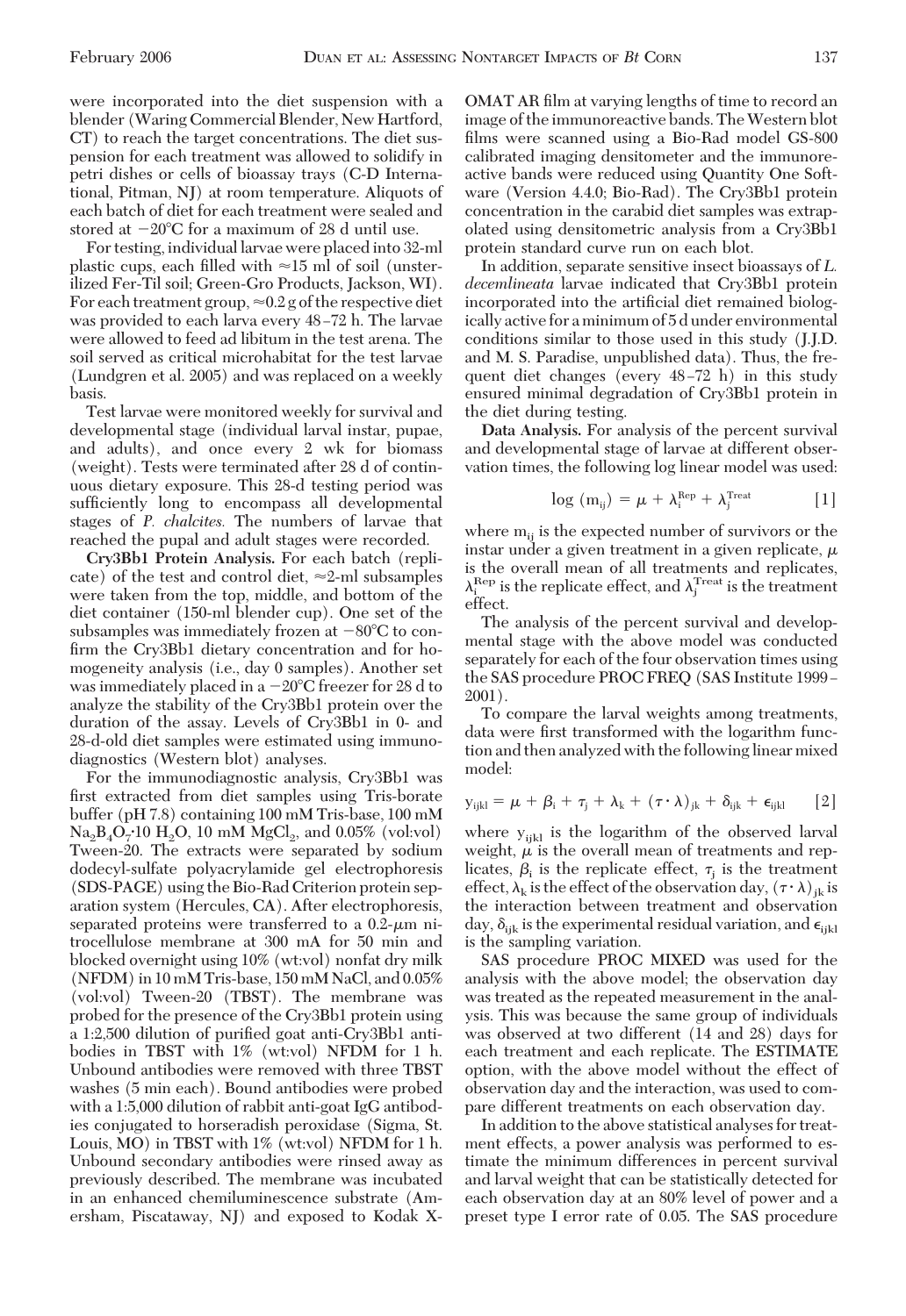were incorporated into the diet suspension with a blender (Waring Commercial Blender, New Hartford, CT) to reach the target concentrations. The diet suspension for each treatment was allowed to solidify in petri dishes or cells of bioassay trays (C-D International, Pitman, NJ) at room temperature. Aliquots of each batch of diet for each treatment were sealed and stored at $-20°C$ for a maximum of 28 d until use.

For testing, individual larvae were placed into 32-ml plastic cups, each filled with ≈15 ml of soil (unsterilized Fer-Til soil; Green-Gro Products, Jackson, WI). For each treatment group, ≈0.2 g of the respective diet was provided to each larva every 48–72 h. The larvae were allowed to feed ad libitum in the test arena. The soil served as critical microhabitat for the test larvae (Lundgren et al. 2005) and was replaced on a weekly basis.

Test larvae were monitored weekly for survival and developmental stage (individual larval instar, pupae, and adults), and once every 2 wk for biomass (weight). Tests were terminated after 28 d of continuous dietary exposure. This 28-d testing period was sufficiently long to encompass all developmental stages of *P. chalcites.* The numbers of larvae that reached the pupal and adult stages were recorded.

**Cry3Bb1 Protein Analysis.** For each batch (replicate) of the test and control diet, ≈2-ml subsamples were taken from the top, middle, and bottom of the diet container (150-ml blender cup). One set of the subsamples was immediately frozen at $-80°C$ to confirm the Cry3Bb1 dietary concentration and for homogeneity analysis (i.e., day 0 samples). Another set was immediately placed in a $-20°C$ freezer for 28 d to analyze the stability of the Cry3Bb1 protein over the duration of the assay. Levels of Cry3Bb1 in 0- and 28-d-old diet samples were estimated using immunodiagnostics (Western blot) analyses.

For the immunodiagnostic analysis, Cry3Bb1 was first extracted from diet samples using Tris-borate buffer (pH 7.8) containing 100 mM Tris-base, 100 mM $Na_2B_4O_7 \cdot 10\ H_2O$, 10 mM $MgCl_2$, and 0.05% (vol:vol) Tween-20. The extracts were separated by sodium dodecyl-sulfate polyacrylamide gel electrophoresis (SDS-PAGE) using the Bio-Rad Criterion protein separation system (Hercules, CA). After electrophoresis, separated proteins were transferred to a 0.2-μm nitrocellulose membrane at 300 mA for 50 min and blocked overnight using 10% (wt:vol) nonfat dry milk (NFDM) in 10 mM Tris-base, 150 mM NaCl, and 0.05% (vol:vol) Tween-20 (TBST). The membrane was probed for the presence of the Cry3Bb1 protein using a 1:2,500 dilution of purified goat anti-Cry3Bb1 antibodies in TBST with 1% (wt:vol) NFDM for 1 h. Unbound antibodies were removed with three TBST washes (5 min each). Bound antibodies were probed with a 1:5,000 dilution of rabbit anti-goat IgG antibodies conjugated to horseradish peroxidase (Sigma, St. Louis, MO) in TBST with 1% (wt:vol) NFDM for 1 h. Unbound secondary antibodies were rinsed away as previously described. The membrane was incubated in an enhanced chemiluminescence substrate (Amersham, Piscataway, NJ) and exposed to Kodak X-OMAT AR film at varying lengths of time to record an image of the immunoreactive bands. The Western blot films were scanned using a Bio-Rad model GS-800 calibrated imaging densitometer and the immunoreactive bands were reduced using Quantity One Software (Version 4.4.0; Bio-Rad). The Cry3Bb1 protein concentration in the carabid diet samples was extrapolated using densitometric analysis from a Cry3Bb1 protein standard curve run on each blot.

In addition, separate sensitive insect bioassays of *L. decemlineata* larvae indicated that Cry3Bb1 protein incorporated into the artificial diet remained biologically active for a minimum of 5 d under environmental conditions similar to those used in this study (J.J.D. and M. S. Paradise, unpublished data). Thus, the frequent diet changes (every 48–72 h) in this study ensured minimal degradation of Cry3Bb1 protein in the diet during testing.

**Data Analysis.** For analysis of the percent survival and developmental stage of larvae at different observation times, the following log linear model was used:

$$\log (m_{ij}) = \mu + \lambda_i^{Rep} + \lambda_j^{Treat} \qquad [1]$$

where $m_{ij}$ is the expected number of survivors or the instar under a given treatment in a given replicate, $\mu$ is the overall mean of all treatments and replicates, $\lambda_i^{Rep}$ is the replicate effect, and $\lambda_j^{Treat}$ is the treatment effect.

The analysis of the percent survival and developmental stage with the above model was conducted separately for each of the four observation times using the SAS procedure PROC FREQ (SAS Institute 1999–2001).

To compare the larval weights among treatments, data were first transformed with the logarithm function and then analyzed with the following linear mixed model:

$$y_{ijkl} = \mu + \beta_i + \tau_j + \lambda_k + (\tau \cdot \lambda)_{jk} + \delta_{ijk} + \epsilon_{ijkl} \qquad [2]$$

where $y_{ijkl}$ is the logarithm of the observed larval weight, $\mu$ is the overall mean of treatments and replicates, $\beta_i$ is the replicate effect, $\tau_j$ is the treatment effect, $\lambda_k$ is the effect of the observation day, $(\tau \cdot \lambda)_{jk}$ is the interaction between treatment and observation day, $\delta_{ijk}$ is the experimental residual variation, and $\epsilon_{ijkl}$ is the sampling variation.

SAS procedure PROC MIXED was used for the analysis with the above model; the observation day was treated as the repeated measurement in the analysis. This was because the same group of individuals was observed at two different (14 and 28) days for each treatment and each replicate. The ESTIMATE option, with the above model without the effect of observation day and the interaction, was used to compare different treatments on each observation day.

In addition to the above statistical analyses for treatment effects, a power analysis was performed to estimate the minimum differences in percent survival and larval weight that can be statistically detected for each observation day at an 80% level of power and a preset type I error rate of 0.05. The SAS procedure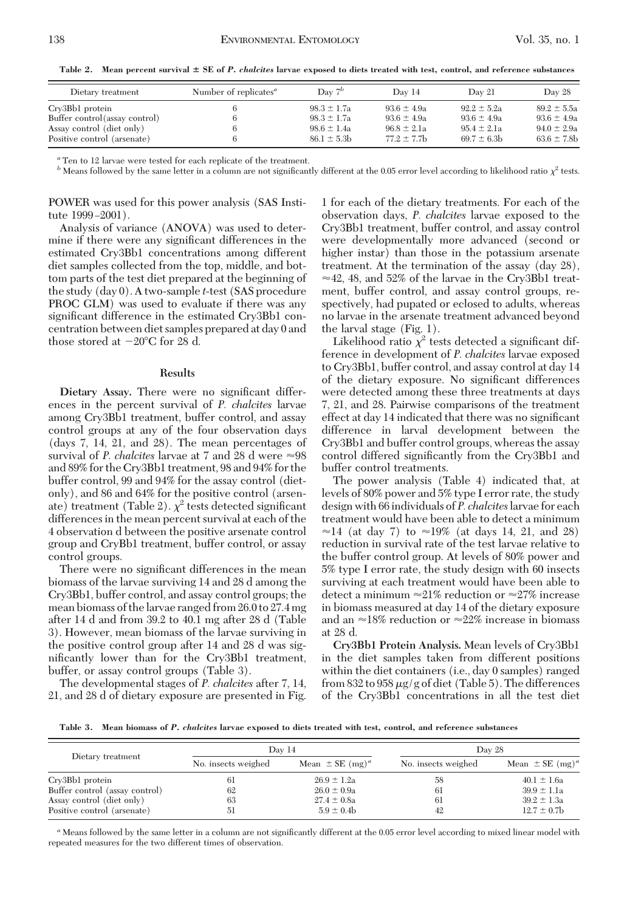**Table 2. Mean percent survival ± SE of *P. chalcites* larvae exposed to diets treated with test, control, and reference substances**

| Dietary treatment | Number of replicates[a] | Day 7[b] | Day 14 | Day 21 | Day 28 |
|---|---|---|---|---|---|
| Cry3Bb1 protein | 6 | 98.3 ± 1.7a | 93.6 ± 4.9a | 92.2 ± 5.2a | 89.2 ± 5.5a |
| Buffer control(assay control) | 6 | 98.3 ± 1.7a | 93.6 ± 4.9a | 93.6 ± 4.9a | 93.6 ± 4.9a |
| Assay control (diet only) | 6 | 98.6 ± 1.4a | 96.8 ± 2.1a | 95.4 ± 2.1a | 94.0 ± 2.9a |
| Positive control (arsenate) | 6 | 86.1 ± 5.3b | 77.2 ± 7.7b | 69.7 ± 6.3b | 63.6 ± 7.8b |

[a] Ten to 12 larvae were tested for each replicate of the treatment.

[b] Means followed by the same letter in a column are not significantly different at the 0.05 error level according to likelihood ratio $\chi^2$ tests.

POWER was used for this power analysis (SAS Institute 1999–2001).

Analysis of variance (ANOVA) was used to determine if there were any significant differences in the estimated Cry3Bb1 concentrations among different diet samples collected from the top, middle, and bottom parts of the test diet prepared at the beginning of the study (day 0). A two-sample *t*-test (SAS procedure PROC GLM) was used to evaluate if there was any significant difference in the estimated Cry3Bb1 concentration between diet samples prepared at day 0 and those stored at −20°C for 28 d.

## Results

**Dietary Assay.** There were no significant differences in the percent survival of *P. chalcites* larvae among Cry3Bb1 treatment, buffer control, and assay control groups at any of the four observation days (days 7, 14, 21, and 28). The mean percentages of survival of *P. chalcites* larvae at 7 and 28 d were ≈98 and 89% for the Cry3Bb1 treatment, 98 and 94% for the buffer control, 99 and 94% for the assay control (diet-only), and 86 and 64% for the positive control (arsenate) treatment (Table 2). $\chi^2$ tests detected significant differences in the mean percent survival at each of the 4 observation d between the positive arsenate control group and CryBb1 treatment, buffer control, or assay control groups.

There were no significant differences in the mean biomass of the larvae surviving 14 and 28 d among the Cry3Bb1, buffer control, and assay control groups; the mean biomass of the larvae ranged from 26.0 to 27.4 mg after 14 d and from 39.2 to 40.1 mg after 28 d (Table 3). However, mean biomass of the larvae surviving in the positive control group after 14 and 28 d was significantly lower than for the Cry3Bb1 treatment, buffer, or assay control groups (Table 3).

The developmental stages of *P. chalcites* after 7, 14, 21, and 28 d of dietary exposure are presented in Fig. 1 for each of the dietary treatments. For each of the observation days, *P. chalcites* larvae exposed to the Cry3Bb1 treatment, buffer control, and assay control were developmentally more advanced (second or higher instar) than those in the potassium arsenate treatment. At the termination of the assay (day 28), ≈42, 48, and 52% of the larvae in the Cry3Bb1 treatment, buffer control, and assay control groups, respectively, had pupated or eclosed to adults, whereas no larvae in the arsenate treatment advanced beyond the larval stage (Fig. 1).

Likelihood ratio $\chi^2$ tests detected a significant difference in development of *P. chalcites* larvae exposed to Cry3Bb1, buffer control, and assay control at day 14 of the dietary exposure. No significant differences were detected among these three treatments at days 7, 21, and 28. Pairwise comparisons of the treatment effect at day 14 indicated that there was no significant difference in larval development between the Cry3Bb1 and buffer control groups, whereas the assay control differed significantly from the Cry3Bb1 and buffer control treatments.

The power analysis (Table 4) indicated that, at levels of 80% power and 5% type I error rate, the study design with 66 individuals of *P. chalcites* larvae for each treatment would have been able to detect a minimum ≈14 (at day 7) to ≈19% (at days 14, 21, and 28) reduction in survival rate of the test larvae relative to the buffer control group. At levels of 80% power and 5% type I error rate, the study design with 60 insects surviving at each treatment would have been able to detect a minimum ≈21% reduction or ≈27% increase in biomass measured at day 14 of the dietary exposure and an ≈18% reduction or ≈22% increase in biomass at 28 d.

**Cry3Bb1 Protein Analysis.** Mean levels of Cry3Bb1 in the diet samples taken from different positions within the diet containers (i.e., day 0 samples) ranged from 832 to 958 μg/g of diet (Table 5). The differences of the Cry3Bb1 concentrations in all the test diet

**Table 3. Mean biomass of *P. chalcites* larvae exposed to diets treated with test, control, and reference substances**

| Dietary treatment | Day 14 | | Day 28 | |
|---|---|---|---|---|
| | No. insects weighed | Mean ± SE (mg)[a] | No. insects weighed | Mean ± SE (mg)[a] |
| Cry3Bb1 protein | 61 | 26.9 ± 1.2a | 58 | 40.1 ± 1.6a |
| Buffer control (assay control) | 62 | 26.0 ± 0.9a | 61 | 39.9 ± 1.1a |
| Assay control (diet only) | 63 | 27.4 ± 0.8a | 61 | 39.2 ± 1.3a |
| Positive control (arsenate) | 51 | 5.9 ± 0.4b | 42 | 12.7 ± 0.7b |

[a] Means followed by the same letter in a column are not significantly different at the 0.05 error level according to mixed linear model with repeated measures for the two different times of observation.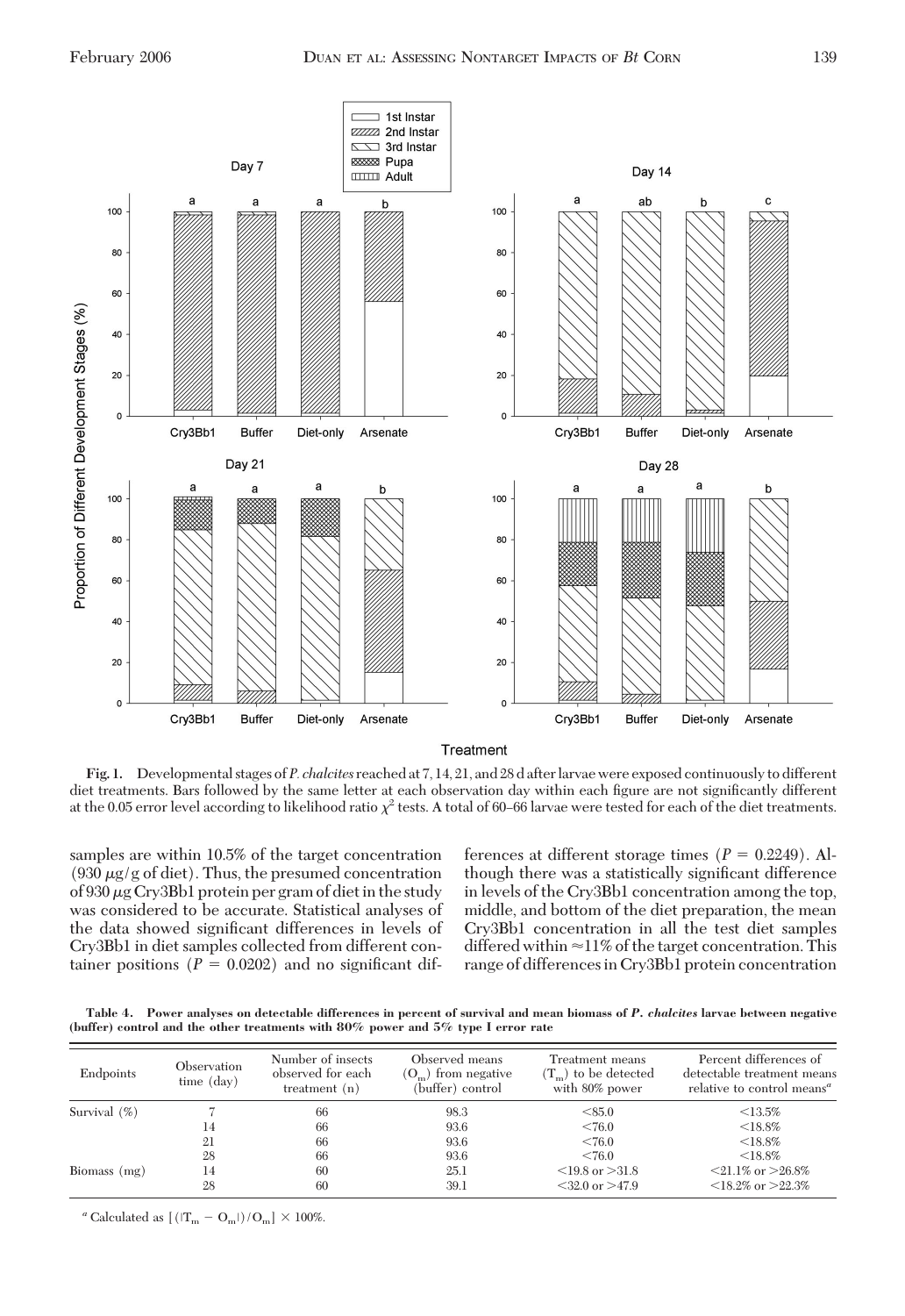**Fig. 1.** Developmental stages of *P. chalcites* reached at 7, 14, 21, and 28 d after larvae were exposed continuously to different diet treatments. Bars followed by the same letter at each observation day within each figure are not significantly different at the 0.05 error level according to likelihood ratio $\chi^2$ tests. A total of 60–66 larvae were tested for each of the diet treatments.

samples are within 10.5% of the target concentration (930 $\mu$g/g of diet). Thus, the presumed concentration of 930 $\mu$g Cry3Bb1 protein per gram of diet in the study was considered to be accurate. Statistical analyses of the data showed significant differences in levels of Cry3Bb1 in diet samples collected from different container positions ($P = 0.0202$) and no significant differences at different storage times ($P = 0.2249$). Although there was a statistically significant difference in levels of the Cry3Bb1 concentration among the top, middle, and bottom of the diet preparation, the mean Cry3Bb1 concentration in all the test diet samples differed within ≈11% of the target concentration. This range of differences in Cry3Bb1 protein concentration

**Table 4. Power analyses on detectable differences in percent of survival and mean biomass of *P. chalcites* larvae between negative (buffer) control and the other treatments with 80% power and 5% type I error rate**

| Endpoints | Observation time (day) | Number of insects observed for each treatment (n) | Observed means ($O_m$) from negative (buffer) control | Treatment means ($T_m$) to be detected with 80% power | Percent differences of detectable treatment means relative to control means[a] |
|---|---|---|---|---|---|
| Survival (%) | 7 | 66 | 98.3 | <85.0 | <13.5% |
| | 14 | 66 | 93.6 | <76.0 | <18.8% |
| | 21 | 66 | 93.6 | <76.0 | <18.8% |
| | 28 | 66 | 93.6 | <76.0 | <18.8% |
| Biomass (mg) | 14 | 60 | 25.1 | <19.8 or >31.8 | <21.1% or >26.8% |
| | 28 | 60 | 39.1 | <32.0 or >47.9 | <18.2% or >22.3% |

[a] Calculated as $[(|T_m - O_m|)/O_m] \times 100\%$.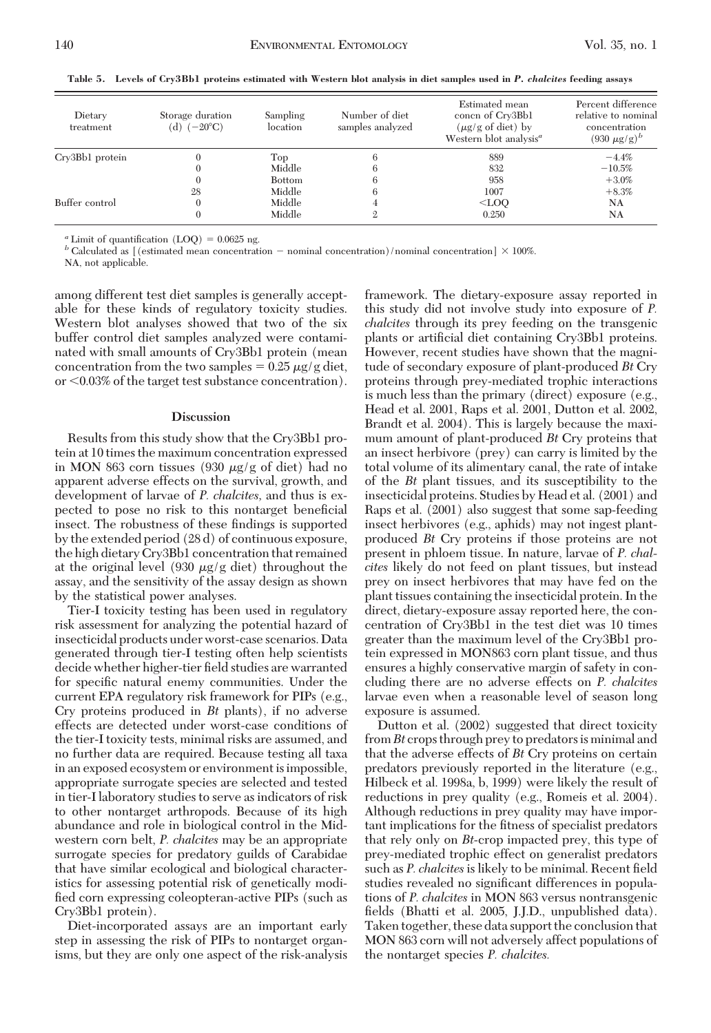**Table 5. Levels of Cry3Bb1 proteins estimated with Western blot analysis in diet samples used in *P. chalcites* feeding assays**

| Dietary treatment | Storage duration (d) (−20°C) | Sampling location | Number of diet samples analyzed | Estimated mean concn of Cry3Bb1 (μg/g of diet) by Western blot analysis[a] | Percent difference relative to nominal concentration (930 μg/g)[b] |
|---|---|---|---|---|---|
| Cry3Bb1 protein | 0 | Top | 6 | 889 | −4.4% |
| | 0 | Middle | 6 | 832 | −10.5% |
| | 0 | Bottom | 6 | 958 | +3.0% |
| | 28 | Middle | 6 | 1007 | +8.3% |
| Buffer control | 0 | Middle | 4 | <LOQ | NA |
| | 0 | Middle | 2 | 0.250 | NA |

[a] Limit of quantification (LOQ) = 0.0625 ng.

[b] Calculated as [(estimated mean concentration − nominal concentration)/nominal concentration] × 100%.

NA, not applicable.

among different test diet samples is generally acceptable for these kinds of regulatory toxicity studies. Western blot analyses showed that two of the six buffer control diet samples analyzed were contaminated with small amounts of Cry3Bb1 protein (mean concentration from the two samples = 0.25 μg/g diet, or <0.03% of the target test substance concentration).

## Discussion

Results from this study show that the Cry3Bb1 protein at 10 times the maximum concentration expressed in MON 863 corn tissues (930 μg/g of diet) had no apparent adverse effects on the survival, growth, and development of larvae of *P. chalcites*, and thus is expected to pose no risk to this nontarget beneficial insect. The robustness of these findings is supported by the extended period (28 d) of continuous exposure, the high dietary Cry3Bb1 concentration that remained at the original level (930 μg/g diet) throughout the assay, and the sensitivity of the assay design as shown by the statistical power analyses.

Tier-I toxicity testing has been used in regulatory risk assessment for analyzing the potential hazard of insecticidal products under worst-case scenarios. Data generated through tier-I testing often help scientists decide whether higher-tier field studies are warranted for specific natural enemy communities. Under the current EPA regulatory risk framework for PIPs (e.g., Cry proteins produced in *Bt* plants), if no adverse effects are detected under worst-case conditions of the tier-I toxicity tests, minimal risks are assumed, and no further data are required. Because testing all taxa in an exposed ecosystem or environment is impossible, appropriate surrogate species are selected and tested in tier-I laboratory studies to serve as indicators of risk to other nontarget arthropods. Because of its high abundance and role in biological control in the Midwestern corn belt, *P. chalcites* may be an appropriate surrogate species for predatory guilds of Carabidae that have similar ecological and biological characteristics for assessing potential risk of genetically modified corn expressing coleopteran-active PIPs (such as Cry3Bb1 protein).

Diet-incorporated assays are an important early step in assessing the risk of PIPs to nontarget organisms, but they are only one aspect of the risk-analysis framework. The dietary-exposure assay reported in this study did not involve study into exposure of *P. chalcites* through its prey feeding on the transgenic plants or artificial diet containing Cry3Bb1 proteins. However, recent studies have shown that the magnitude of secondary exposure of plant-produced *Bt* Cry proteins through prey-mediated trophic interactions is much less than the primary (direct) exposure (e.g., Head et al. 2001, Raps et al. 2001, Dutton et al. 2002, Brandt et al. 2004). This is largely because the maximum amount of plant-produced *Bt* Cry proteins that an insect herbivore (prey) can carry is limited by the total volume of its alimentary canal, the rate of intake of the *Bt* plant tissues, and its susceptibility to the insecticidal proteins. Studies by Head et al. (2001) and Raps et al. (2001) also suggest that some sap-feeding insect herbivores (e.g., aphids) may not ingest plant-produced *Bt* Cry proteins if those proteins are not present in phloem tissue. In nature, larvae of *P. chalcites* likely do not feed on plant tissues, but instead prey on insect herbivores that may have fed on the plant tissues containing the insecticidal protein. In the direct, dietary-exposure assay reported here, the concentration of Cry3Bb1 in the test diet was 10 times greater than the maximum level of the Cry3Bb1 protein expressed in MON863 corn plant tissue, and thus ensures a highly conservative margin of safety in concluding there are no adverse effects on *P. chalcites* larvae even when a reasonable level of season long exposure is assumed.

Dutton et al. (2002) suggested that direct toxicity from *Bt* crops through prey to predators is minimal and that the adverse effects of *Bt* Cry proteins on certain predators previously reported in the literature (e.g., Hilbeck et al. 1998a, b, 1999) were likely the result of reductions in prey quality (e.g., Romeis et al. 2004). Although reductions in prey quality may have important implications for the fitness of specialist predators that rely only on *Bt*-crop impacted prey, this type of prey-mediated trophic effect on generalist predators such as *P. chalcites* is likely to be minimal. Recent field studies revealed no significant differences in populations of *P. chalcites* in MON 863 versus nontransgenic fields (Bhatti et al. 2005, J.J.D., unpublished data). Taken together, these data support the conclusion that MON 863 corn will not adversely affect populations of the nontarget species *P. chalcites*.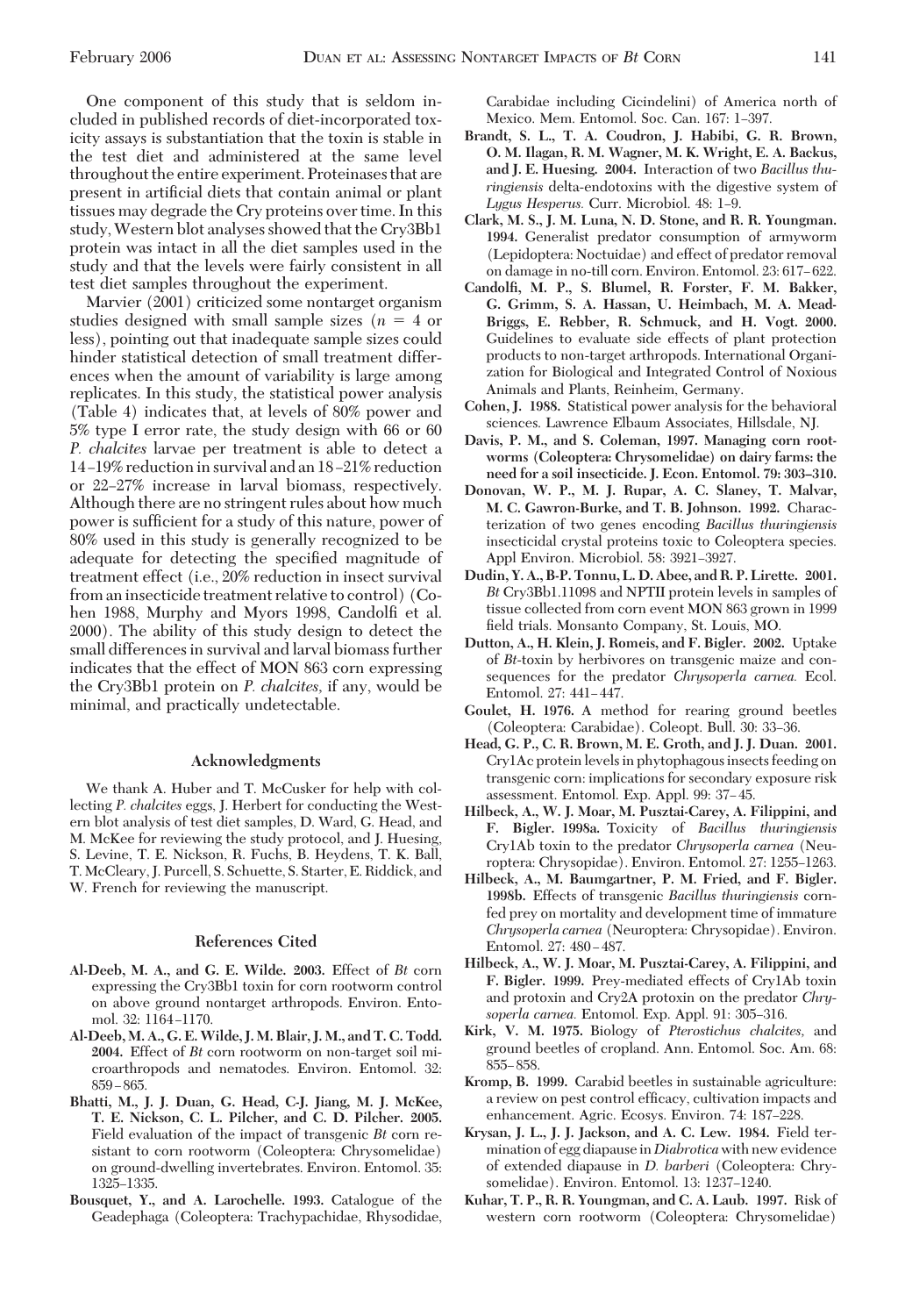One component of this study that is seldom included in published records of diet-incorporated toxicity assays is substantiation that the toxin is stable in the test diet and administered at the same level throughout the entire experiment. Proteinases that are present in artificial diets that contain animal or plant tissues may degrade the Cry proteins over time. In this study, Western blot analyses showed that the Cry3Bb1 protein was intact in all the diet samples used in the study and that the levels were fairly consistent in all test diet samples throughout the experiment.

Marvier (2001) criticized some nontarget organism studies designed with small sample sizes ($n = 4$ or less), pointing out that inadequate sample sizes could hinder statistical detection of small treatment differences when the amount of variability is large among replicates. In this study, the statistical power analysis (Table 4) indicates that, at levels of 80% power and 5% type I error rate, the study design with 66 or 60 *P. chalcites* larvae per treatment is able to detect a 14–19% reduction in survival and an 18–21% reduction or 22–27% increase in larval biomass, respectively. Although there are no stringent rules about how much power is sufficient for a study of this nature, power of 80% used in this study is generally recognized to be adequate for detecting the specified magnitude of treatment effect (i.e., 20% reduction in insect survival from an insecticide treatment relative to control) (Cohen 1988, Murphy and Myors 1998, Candolfi et al. 2000). The ability of this study design to detect the small differences in survival and larval biomass further indicates that the effect of MON 863 corn expressing the Cry3Bb1 protein on *P. chalcites*, if any, would be minimal, and practically undetectable.

## Acknowledgments

We thank A. Huber and T. McCusker for help with collecting *P. chalcites* eggs, J. Herbert for conducting the Western blot analysis of test diet samples, D. Ward, G. Head, and M. McKee for reviewing the study protocol, and J. Huesing, S. Levine, T. E. Nickson, R. Fuchs, B. Heydens, T. K. Ball, T. McCleary, J. Purcell, S. Schuette, S. Starter, E. Riddick, and W. French for reviewing the manuscript.

## References Cited

**Al-Deeb, M. A., and G. E. Wilde. 2003.** Effect of *Bt* corn expressing the Cry3Bb1 toxin for corn rootworm control on above ground nontarget arthropods. Environ. Entomol. 32: 1164–1170.

**Al-Deeb, M. A., G. E. Wilde, J. M. Blair, J. M., and T. C. Todd. 2004.** Effect of *Bt* corn rootworm on non-target soil microarthropods and nematodes. Environ. Entomol. 32: 859–865.

**Bhatti, M., J. J. Duan, G. Head, C-J. Jiang, M. J. McKee, T. E. Nickson, C. L. Pilcher, and C. D. Pilcher. 2005.** Field evaluation of the impact of transgenic *Bt* corn resistant to corn rootworm (Coleoptera: Chrysomelidae) on ground-dwelling invertebrates. Environ. Entomol. 35: 1325–1335.

**Bousquet, Y., and A. Larochelle. 1993.** Catalogue of the Geadephaga (Coleoptera: Trachypachidae, Rhysodidae, Carabidae including Cicindelini) of America north of Mexico. Mem. Entomol. Soc. Can. 167: 1–397.

**Brandt, S. L., T. A. Coudron, J. Habibi, G. R. Brown, O. M. Ilagan, R. M. Wagner, M. K. Wright, E. A. Backus, and J. E. Huesing. 2004.** Interaction of two *Bacillus thuringiensis* delta-endotoxins with the digestive system of *Lygus Hesperus.* Curr. Microbiol. 48: 1–9.

**Clark, M. S., J. M. Luna, N. D. Stone, and R. R. Youngman. 1994.** Generalist predator consumption of armyworm (Lepidoptera: Noctuidae) and effect of predator removal on damage in no-till corn. Environ. Entomol. 23: 617–622.

**Candolfi, M. P., S. Blumel, R. Forster, F. M. Bakker, G. Grimm, S. A. Hassan, U. Heimbach, M. A. Mead-Briggs, E. Rebber, R. Schmuck, and H. Vogt. 2000.** Guidelines to evaluate side effects of plant protection products to non-target arthropods. International Organization for Biological and Integrated Control of Noxious Animals and Plants, Reinheim, Germany.

**Cohen, J. 1988.** Statistical power analysis for the behavioral sciences. Lawrence Elbaum Associates, Hillsdale, NJ.

**Davis, P. M., and S. Coleman, 1997. Managing corn rootworms (Coleoptera: Chrysomelidae) on dairy farms: the need for a soil insecticide. J. Econ. Entomol. 79: 303–310.**

**Donovan, W. P., M. J. Rupar, A. C. Slaney, T. Malvar, M. C. Gawron-Burke, and T. B. Johnson. 1992.** Characterization of two genes encoding *Bacillus thuringiensis* insecticidal crystal proteins toxic to Coleoptera species. Appl Environ. Microbiol. 58: 3921–3927.

**Dudin, Y. A., B-P. Tonnu, L. D. Abee, and R. P. Lirette. 2001.** *Bt* Cry3Bb1.11098 and NPTII protein levels in samples of tissue collected from corn event MON 863 grown in 1999 field trials. Monsanto Company, St. Louis, MO.

**Dutton, A., H. Klein, J. Romeis, and F. Bigler. 2002.** Uptake of *Bt*-toxin by herbivores on transgenic maize and consequences for the predator *Chrysoperla carnea.* Ecol. Entomol. 27: 441–447.

**Goulet, H. 1976.** A method for rearing ground beetles (Coleoptera: Carabidae). Coleopt. Bull. 30: 33–36.

**Head, G. P., C. R. Brown, M. E. Groth, and J. J. Duan. 2001.** Cry1Ac protein levels in phytophagous insects feeding on transgenic corn: implications for secondary exposure risk assessment. Entomol. Exp. Appl. 99: 37–45.

**Hilbeck, A., W. J. Moar, M. Pusztai-Carey, A. Filippini, and F. Bigler. 1998a.** Toxicity of *Bacillus thuringiensis* Cry1Ab toxin to the predator *Chrysoperla carnea* (Neuroptera: Chrysopidae). Environ. Entomol. 27: 1255–1263.

**Hilbeck, A., M. Baumgartner, P. M. Fried, and F. Bigler. 1998b.** Effects of transgenic *Bacillus thuringiensis* cornfed prey on mortality and development time of immature *Chrysoperla carnea* (Neuroptera: Chrysopidae). Environ. Entomol. 27: 480–487.

**Hilbeck, A., W. J. Moar, M. Pusztai-Carey, A. Filippini, and F. Bigler. 1999.** Prey-mediated effects of Cry1Ab toxin and protoxin and Cry2A protoxin on the predator *Chrysoperla carnea.* Entomol. Exp. Appl. 91: 305–316.

**Kirk, V. M. 1975.** Biology of *Pterostichus chalcites,* and ground beetles of cropland. Ann. Entomol. Soc. Am. 68: 855–858.

**Kromp, B. 1999.** Carabid beetles in sustainable agriculture: a review on pest control efficacy, cultivation impacts and enhancement. Agric. Ecosys. Environ. 74: 187–228.

**Krysan, J. L., J. J. Jackson, and A. C. Lew. 1984.** Field termination of egg diapause in *Diabrotica* with new evidence of extended diapause in *D. barberi* (Coleoptera: Chrysomelidae). Environ. Entomol. 13: 1237–1240.

**Kuhar, T. P., R. R. Youngman, and C. A. Laub. 1997.** Risk of western corn rootworm (Coleoptera: Chrysomelidae)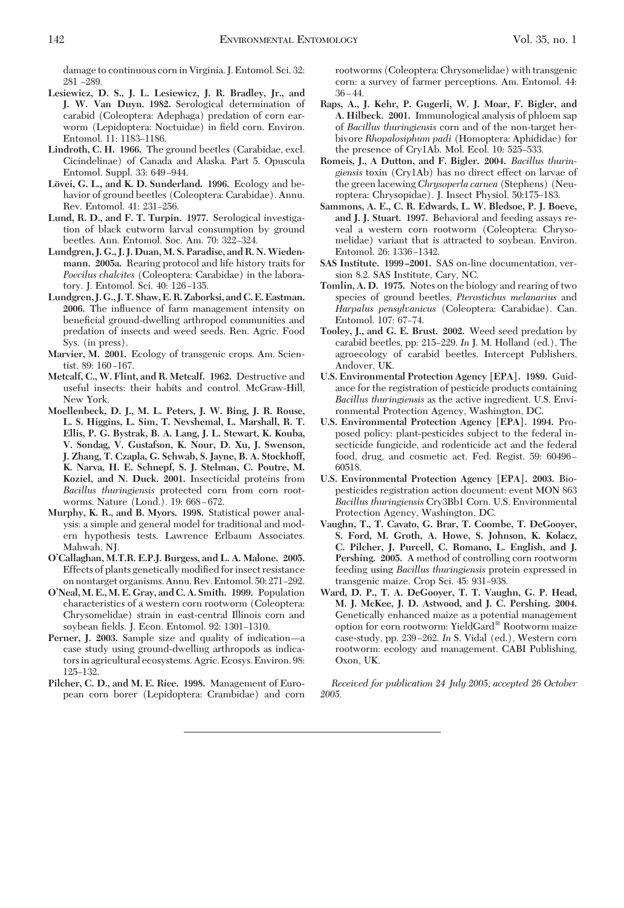damage to continuous corn in Virginia. J. Entomol. Sci. 32: 281–289.

**Lesiewicz, D. S., J. L. Lesiewicz, J. R. Bradley, Jr., and J. W. Van Duyn. 1982.** Serological determination of carabid (Coleoptera: Adephaga) predation of corn earworm (Lepidoptera: Noctuidae) in field corn. Environ. Entomol. 11: 1183–1186.

**Lindroth, C. H. 1966.** The ground beetles (Carabidae, excl. Cicindelinae) of Canada and Alaska. Part 5. Opuscula Entomol. Suppl. 33: 649–944.

**Lövei, G. L., and K. D. Sunderland. 1996.** Ecology and behavior of ground beetles (Coleoptera: Carabidae). Annu. Rev. Entomol. 41: 231–256.

**Lund, R. D., and F. T. Turpin. 1977.** Serological investigation of black cutworm larval consumption by ground beetles. Ann. Entomol. Soc. Am. 70: 322–324.

**Lundgren, J. G., J. J. Duan, M. S. Paradise, and R. N. Wiedenmann. 2005a.** Rearing protocol and life history traits for *Poecilus chalcites* (Coleoptera: Carabidae) in the laboratory. J. Entomol. Sci. 40: 126–135.

**Lundgren, J. G., J. T. Shaw, E. R. Zaborksi, and C. E. Eastman. 2006.** The influence of farm management intensity on beneficial ground-dwelling arthropod communities and predation of insects and weed seeds. Ren. Agric. Food Sys. (in press).

**Marvier, M. 2001.** Ecology of transgenic crops. Am. Scientist. 89: 160–167.

**Metcalf, C., W. Flint, and R. Metcalf. 1962.** Destructive and useful insects: their habits and control. McGraw-Hill, New York.

**Moellenbeck, D. J., M. L. Peters, J. W. Bing, J. R. Rouse, L. S. Higgins, L. Sim, T. Nevshemal, L. Marshall, R. T. Ellis, P. G. Bystrak, B. A. Lang, J. L. Stewart, K. Kouba, V. Sondag, V. Gustafson, K. Nour, D. Xu, J. Swenson, J. Zhang, T. Czapla, G. Schwab, S. Jayne, B. A. Stockhoff, K. Narva, H. E. Schnepf, S. J. Stelman, C. Poutre, M. Koziel, and N. Duck. 2001.** Insecticidal proteins from *Bacillus thuringiensis* protected corn from corn rootworms. Nature (Lond.). 19: 668–672.

**Murphy, K. R., and B. Myors. 1998.** Statistical power analysis: a simple and general model for traditional and modern hypothesis tests. Lawrence Erlbaum Associates. Mahwah, NJ.

**O'Callaghan, M.T.R. E.P.J. Burgess, and L. A. Malone. 2005.** Effects of plants genetically modified for insect resistance on nontarget organisms. Annu. Rev. Entomol. 50: 271–292.

**O'Neal, M. E., M. E. Gray, and C. A. Smith. 1999.** Population characteristics of a western corn rootworm (Coleoptera: Chrysomelidae) strain in east-central Illinois corn and soybean fields. J. Econ. Entomol. 92: 1301–1310.

**Perner, J. 2003.** Sample size and quality of indication—a case study using ground-dwelling arthropods as indicators in agricultural ecosystems. Agric. Ecosys. Environ. 98: 125–132.

**Pilcher, C. D., and M. E. Rice. 1998.** Management of European corn borer (Lepidoptera: Crambidae) and corn rootworms (Coleoptera: Chrysomelidae) with transgenic corn: a survey of farmer perceptions. Am. Entomol. 44: 36–44.

**Raps, A., J. Kehr, P. Gugerli, W. J. Moar, F. Bigler, and A. Hilbeck. 2001.** Immunological analysis of phloem sap of *Bacillus thuringiensis* corn and of the non-target herbivore *Rhopalosiphum padi* (Homoptera: Aphididae) for the presence of Cry1Ab. Mol. Ecol. 10: 525–533.

**Romeis, J., A Dutton, and F. Bigler. 2004.** *Bacillus thuringiensis* toxin (Cry1Ab) has no direct effect on larvae of the green lacewing *Chrysoperla carnea* (Stephens) (Neuroptera: Chrysopidae). J. Insect Physiol. 50:175–183.

**Sammons, A. E., C. R. Edwards, L. W. Bledsoe, P. J. Boeve, and J. J. Stuart. 1997.** Behavioral and feeding assays reveal a western corn rootworm (Coleoptera: Chrysomelidae) variant that is attracted to soybean. Environ. Entomol. 26: 1336–1342.

**SAS Institute. 1999–2001.** SAS on-line documentation, version 8.2. SAS Institute, Cary, NC.

**Tomlin, A. D. 1975.** Notes on the biology and rearing of two species of ground beetles, *Pterostichus melanarius* and *Harpalus pensylvanicus* (Coleoptera: Carabidae). Can. Entomol. 107: 67–74.

**Tooley, J., and G. E. Brust. 2002.** Weed seed predation by carabid beetles, pp: 215–229. *In* J. M. Holland (ed.), The agroecology of carabid beetles. Intercept Publishers, Andover, UK.

**U.S. Environmental Protection Agency [EPA]. 1989.** Guidance for the registration of pesticide products containing *Bacillus thuringiensis* as the active ingredient. U.S. Environmental Protection Agency, Washington, DC.

**U.S. Environmental Protection Agency [EPA]. 1994.** Proposed policy: plant-pesticides subject to the federal insecticide fungicide, and rodenticide act and the federal food, drug, and cosmetic act. Fed. Regist. 59: 60496–60518.

**U.S. Environmental Protection Agency [EPA]. 2003.** Biopesticides registration action document: event MON 863 *Bacillus thuringiensis* Cry3Bb1 Corn. U.S. Environmental Protection Agency, Washington, DC.

**Vaughn, T., T. Cavato, G. Brar, T. Coombe, T. DeGooyer, S. Ford, M. Groth, A. Howe, S. Johnson, K. Kolacz, C. Pilcher, J. Purcell, C. Romano, L. English, and J. Pershing. 2005.** A method of controlling corn rootworm feeding using *Bacillus thuringiensis* protein expressed in transgenic maize. Crop Sci. 45: 931–938.

**Ward, D. P., T. A. DeGooyer, T. T. Vaughn, G. P. Head, M. J. McKee, J. D. Astwood, and J. C. Pershing. 2004.** Genetically enhanced maize as a potential management option for corn rootworm: YieldGard® Rootworm maize case-study, pp. 239–262. *In* S. Vidal (ed.), Western corn rootworm: ecology and management. CABI Publishing, Oxon, UK.

*Received for publication 24 July 2005; accepted 26 October 2005.*